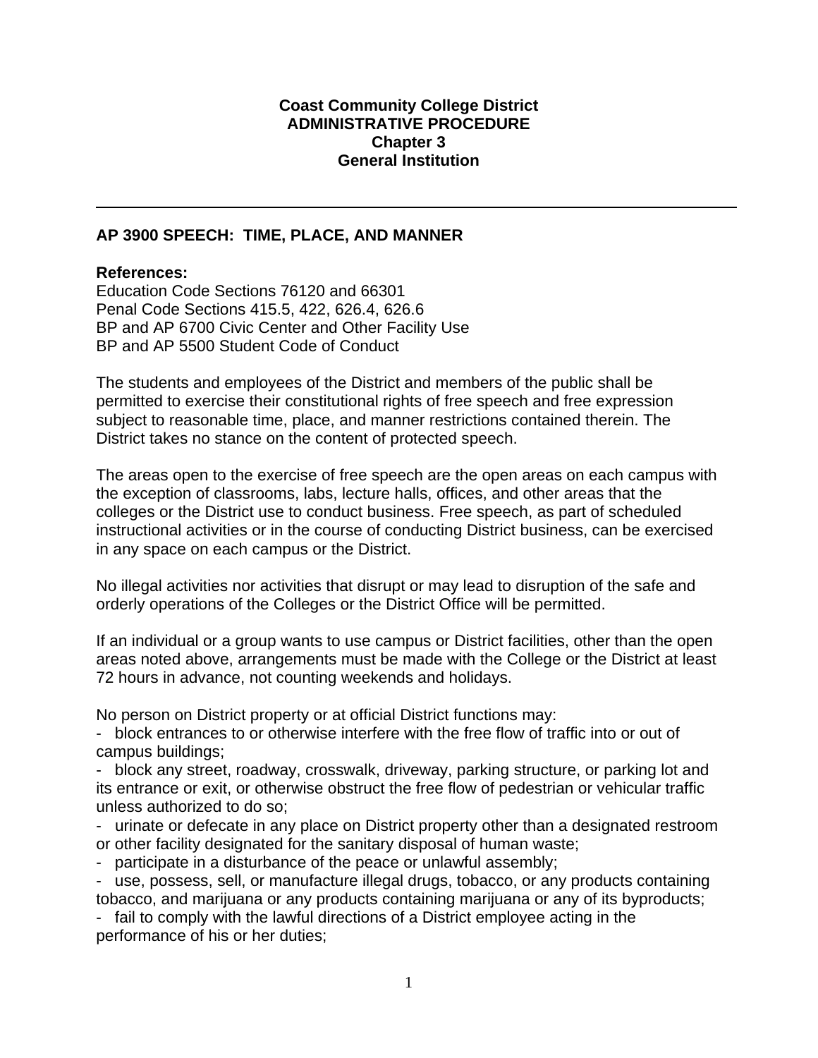**Coast Community College District**
**ADMINISTRATIVE PROCEDURE**
**Chapter 3**
**General Institution**

---

## AP 3900 SPEECH: TIME, PLACE, AND MANNER

**References:**
Education Code Sections 76120 and 66301
Penal Code Sections 415.5, 422, 626.4, 626.6
BP and AP 6700 Civic Center and Other Facility Use
BP and AP 5500 Student Code of Conduct

The students and employees of the District and members of the public shall be permitted to exercise their constitutional rights of free speech and free expression subject to reasonable time, place, and manner restrictions contained therein. The District takes no stance on the content of protected speech.

The areas open to the exercise of free speech are the open areas on each campus with the exception of classrooms, labs, lecture halls, offices, and other areas that the colleges or the District use to conduct business. Free speech, as part of scheduled instructional activities or in the course of conducting District business, can be exercised in any space on each campus or the District.

No illegal activities nor activities that disrupt or may lead to disruption of the safe and orderly operations of the Colleges or the District Office will be permitted.

If an individual or a group wants to use campus or District facilities, other than the open areas noted above, arrangements must be made with the College or the District at least 72 hours in advance, not counting weekends and holidays.

No person on District property or at official District functions may:

- block entrances to or otherwise interfere with the free flow of traffic into or out of campus buildings;
- block any street, roadway, crosswalk, driveway, parking structure, or parking lot and its entrance or exit, or otherwise obstruct the free flow of pedestrian or vehicular traffic unless authorized to do so;
- urinate or defecate in any place on District property other than a designated restroom or other facility designated for the sanitary disposal of human waste;
- participate in a disturbance of the peace or unlawful assembly;
- use, possess, sell, or manufacture illegal drugs, tobacco, or any products containing tobacco, and marijuana or any products containing marijuana or any of its byproducts;
- fail to comply with the lawful directions of a District employee acting in the performance of his or her duties;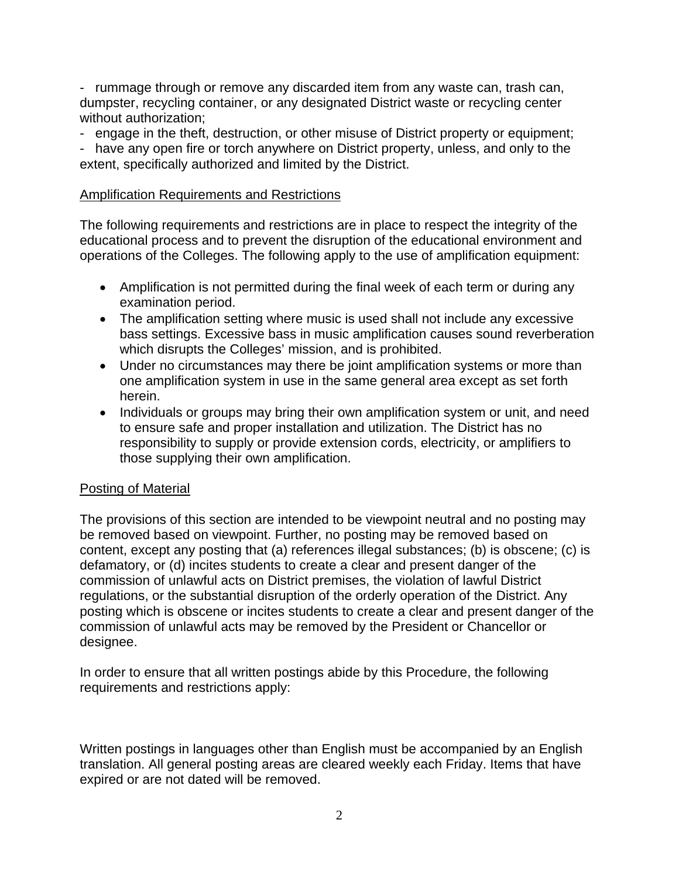- rummage through or remove any discarded item from any waste can, trash can, dumpster, recycling container, or any designated District waste or recycling center without authorization;
- engage in the theft, destruction, or other misuse of District property or equipment;
- have any open fire or torch anywhere on District property, unless, and only to the extent, specifically authorized and limited by the District.

<u>Amplification Requirements and Restrictions</u>

The following requirements and restrictions are in place to respect the integrity of the educational process and to prevent the disruption of the educational environment and operations of the Colleges. The following apply to the use of amplification equipment:

- Amplification is not permitted during the final week of each term or during any examination period.
- The amplification setting where music is used shall not include any excessive bass settings. Excessive bass in music amplification causes sound reverberation which disrupts the Colleges' mission, and is prohibited.
- Under no circumstances may there be joint amplification systems or more than one amplification system in use in the same general area except as set forth herein.
- Individuals or groups may bring their own amplification system or unit, and need to ensure safe and proper installation and utilization. The District has no responsibility to supply or provide extension cords, electricity, or amplifiers to those supplying their own amplification.

<u>Posting of Material</u>

The provisions of this section are intended to be viewpoint neutral and no posting may be removed based on viewpoint. Further, no posting may be removed based on content, except any posting that (a) references illegal substances; (b) is obscene; (c) is defamatory, or (d) incites students to create a clear and present danger of the commission of unlawful acts on District premises, the violation of lawful District regulations, or the substantial disruption of the orderly operation of the District. Any posting which is obscene or incites students to create a clear and present danger of the commission of unlawful acts may be removed by the President or Chancellor or designee.

In order to ensure that all written postings abide by this Procedure, the following requirements and restrictions apply:

Written postings in languages other than English must be accompanied by an English translation. All general posting areas are cleared weekly each Friday. Items that have expired or are not dated will be removed.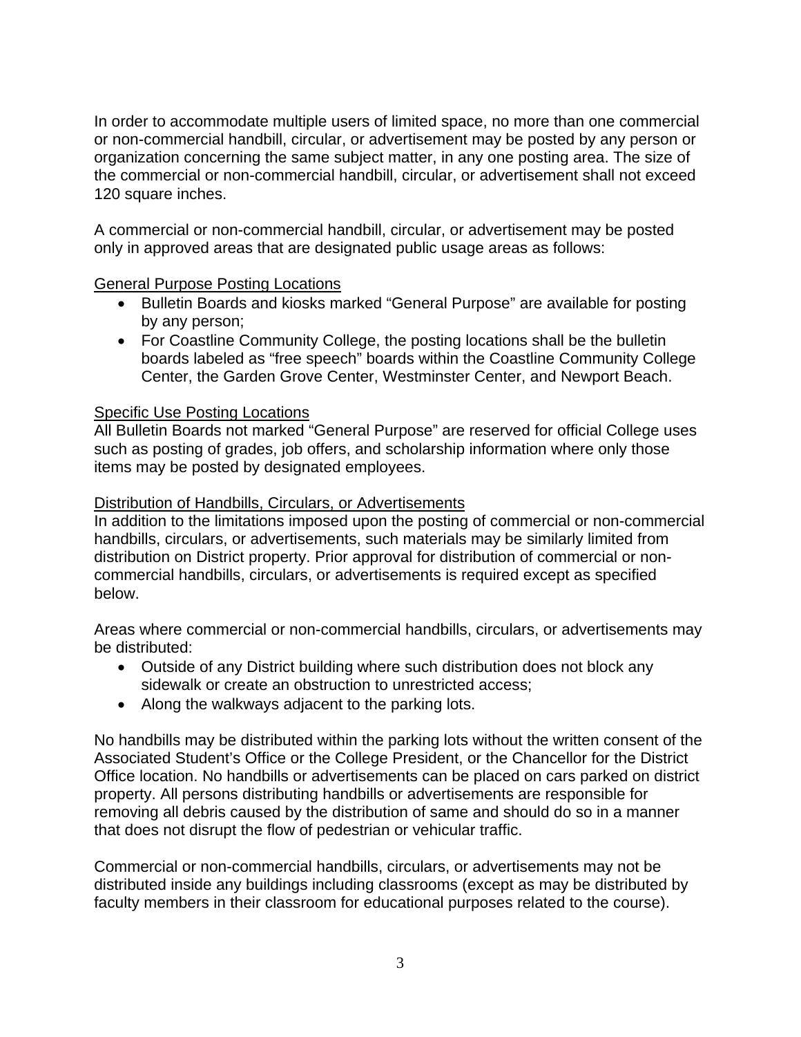In order to accommodate multiple users of limited space, no more than one commercial or non-commercial handbill, circular, or advertisement may be posted by any person or organization concerning the same subject matter, in any one posting area. The size of the commercial or non-commercial handbill, circular, or advertisement shall not exceed 120 square inches.

A commercial or non-commercial handbill, circular, or advertisement may be posted only in approved areas that are designated public usage areas as follows:

<u>General Purpose Posting Locations</u>

- Bulletin Boards and kiosks marked "General Purpose" are available for posting by any person;
- For Coastline Community College, the posting locations shall be the bulletin boards labeled as "free speech" boards within the Coastline Community College Center, the Garden Grove Center, Westminster Center, and Newport Beach.

<u>Specific Use Posting Locations</u>

All Bulletin Boards not marked "General Purpose" are reserved for official College uses such as posting of grades, job offers, and scholarship information where only those items may be posted by designated employees.

<u>Distribution of Handbills, Circulars, or Advertisements</u>

In addition to the limitations imposed upon the posting of commercial or non-commercial handbills, circulars, or advertisements, such materials may be similarly limited from distribution on District property. Prior approval for distribution of commercial or non-commercial handbills, circulars, or advertisements is required except as specified below.

Areas where commercial or non-commercial handbills, circulars, or advertisements may be distributed:

- Outside of any District building where such distribution does not block any sidewalk or create an obstruction to unrestricted access;
- Along the walkways adjacent to the parking lots.

No handbills may be distributed within the parking lots without the written consent of the Associated Student's Office or the College President, or the Chancellor for the District Office location. No handbills or advertisements can be placed on cars parked on district property. All persons distributing handbills or advertisements are responsible for removing all debris caused by the distribution of same and should do so in a manner that does not disrupt the flow of pedestrian or vehicular traffic.

Commercial or non-commercial handbills, circulars, or advertisements may not be distributed inside any buildings including classrooms (except as may be distributed by faculty members in their classroom for educational purposes related to the course).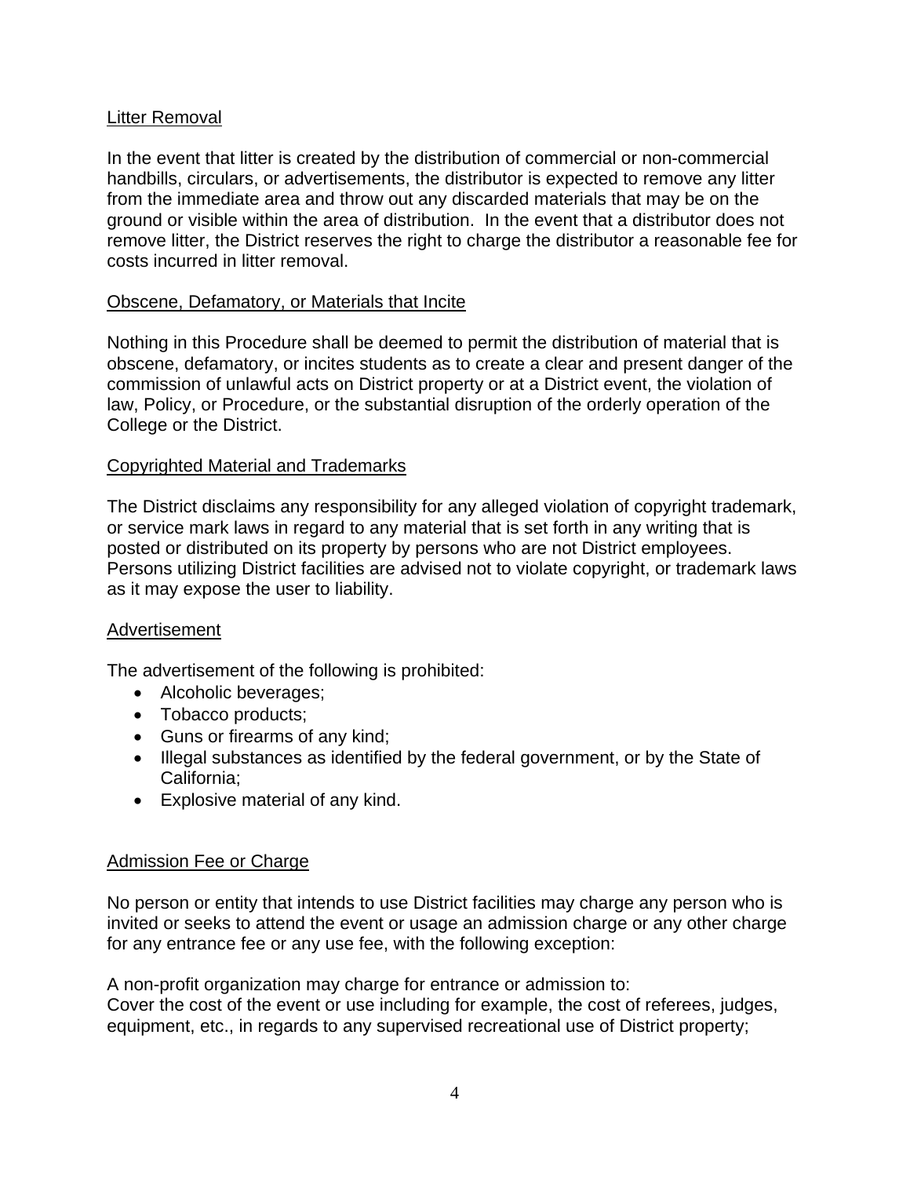<u>Litter Removal</u>

In the event that litter is created by the distribution of commercial or non-commercial handbills, circulars, or advertisements, the distributor is expected to remove any litter from the immediate area and throw out any discarded materials that may be on the ground or visible within the area of distribution. In the event that a distributor does not remove litter, the District reserves the right to charge the distributor a reasonable fee for costs incurred in litter removal.

<u>Obscene, Defamatory, or Materials that Incite</u>

Nothing in this Procedure shall be deemed to permit the distribution of material that is obscene, defamatory, or incites students as to create a clear and present danger of the commission of unlawful acts on District property or at a District event, the violation of law, Policy, or Procedure, or the substantial disruption of the orderly operation of the College or the District.

<u>Copyrighted Material and Trademarks</u>

The District disclaims any responsibility for any alleged violation of copyright trademark, or service mark laws in regard to any material that is set forth in any writing that is posted or distributed on its property by persons who are not District employees. Persons utilizing District facilities are advised not to violate copyright, or trademark laws as it may expose the user to liability.

<u>Advertisement</u>

The advertisement of the following is prohibited:

- Alcoholic beverages;
- Tobacco products;
- Guns or firearms of any kind;
- Illegal substances as identified by the federal government, or by the State of California;
- Explosive material of any kind.

<u>Admission Fee or Charge</u>

No person or entity that intends to use District facilities may charge any person who is invited or seeks to attend the event or usage an admission charge or any other charge for any entrance fee or any use fee, with the following exception:

A non-profit organization may charge for entrance or admission to:
Cover the cost of the event or use including for example, the cost of referees, judges, equipment, etc., in regards to any supervised recreational use of District property;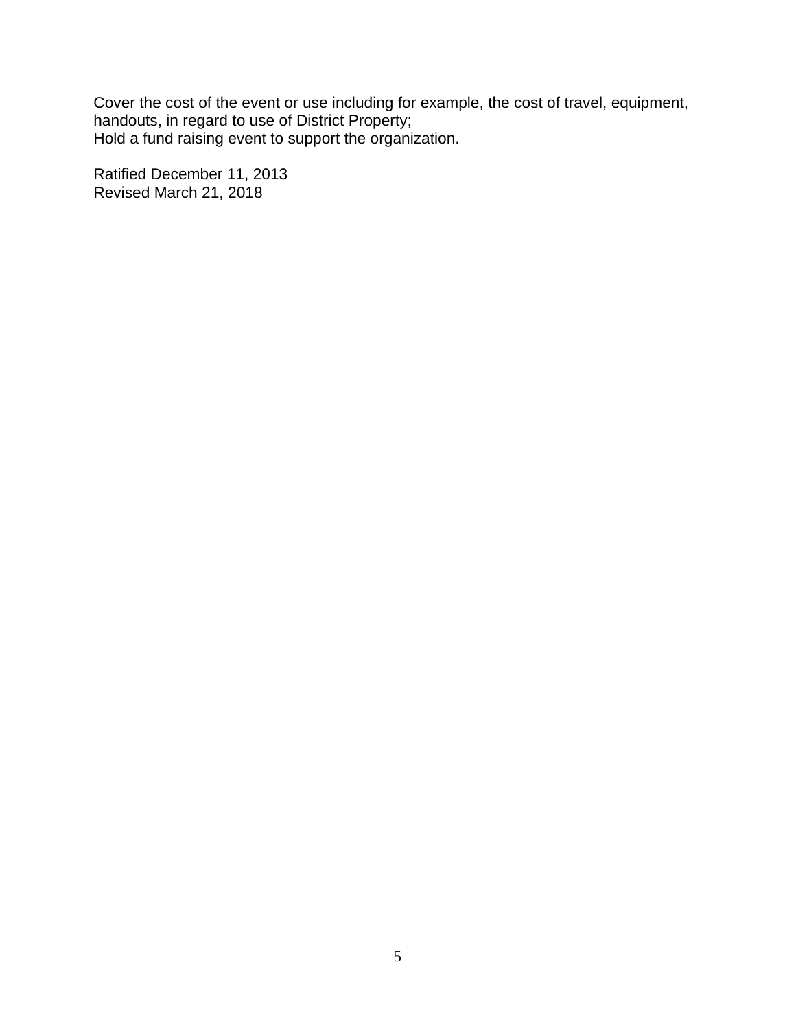Cover the cost of the event or use including for example, the cost of travel, equipment, handouts, in regard to use of District Property;
Hold a fund raising event to support the organization.

Ratified December 11, 2013
Revised March 21, 2018